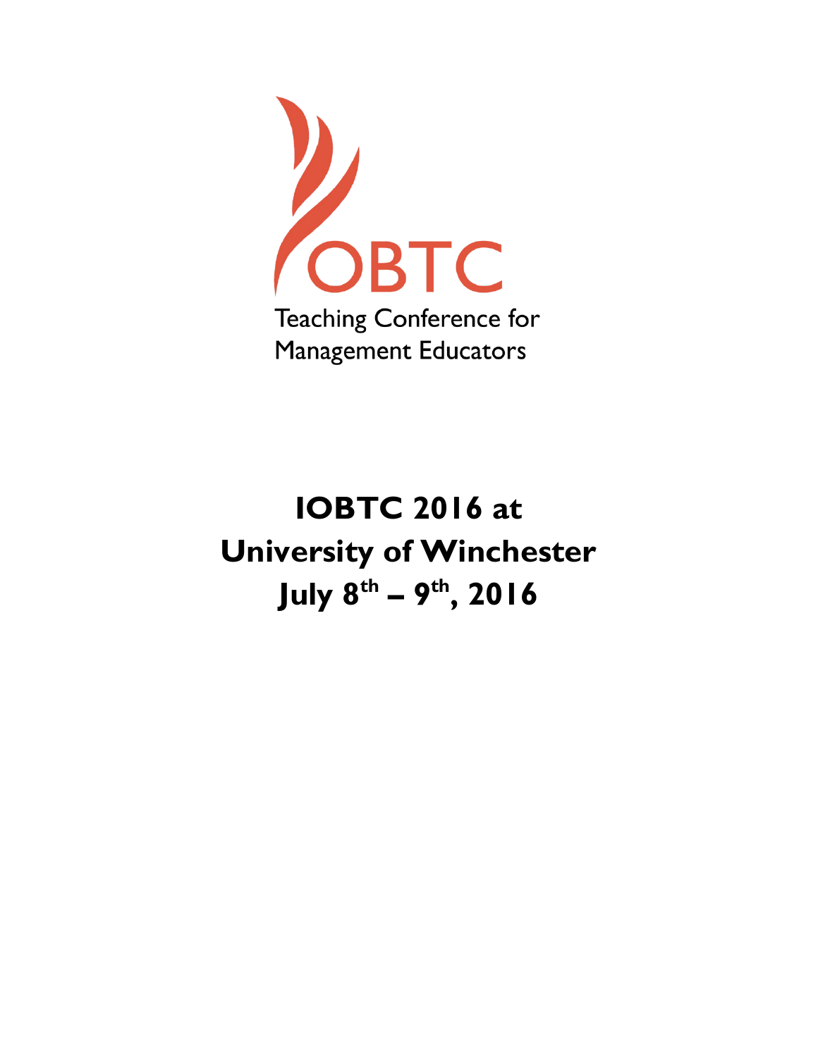OBTC

Teaching Conference for Management Educators

# IOBTC 2016 at University of Winchester July 8th – 9th, 2016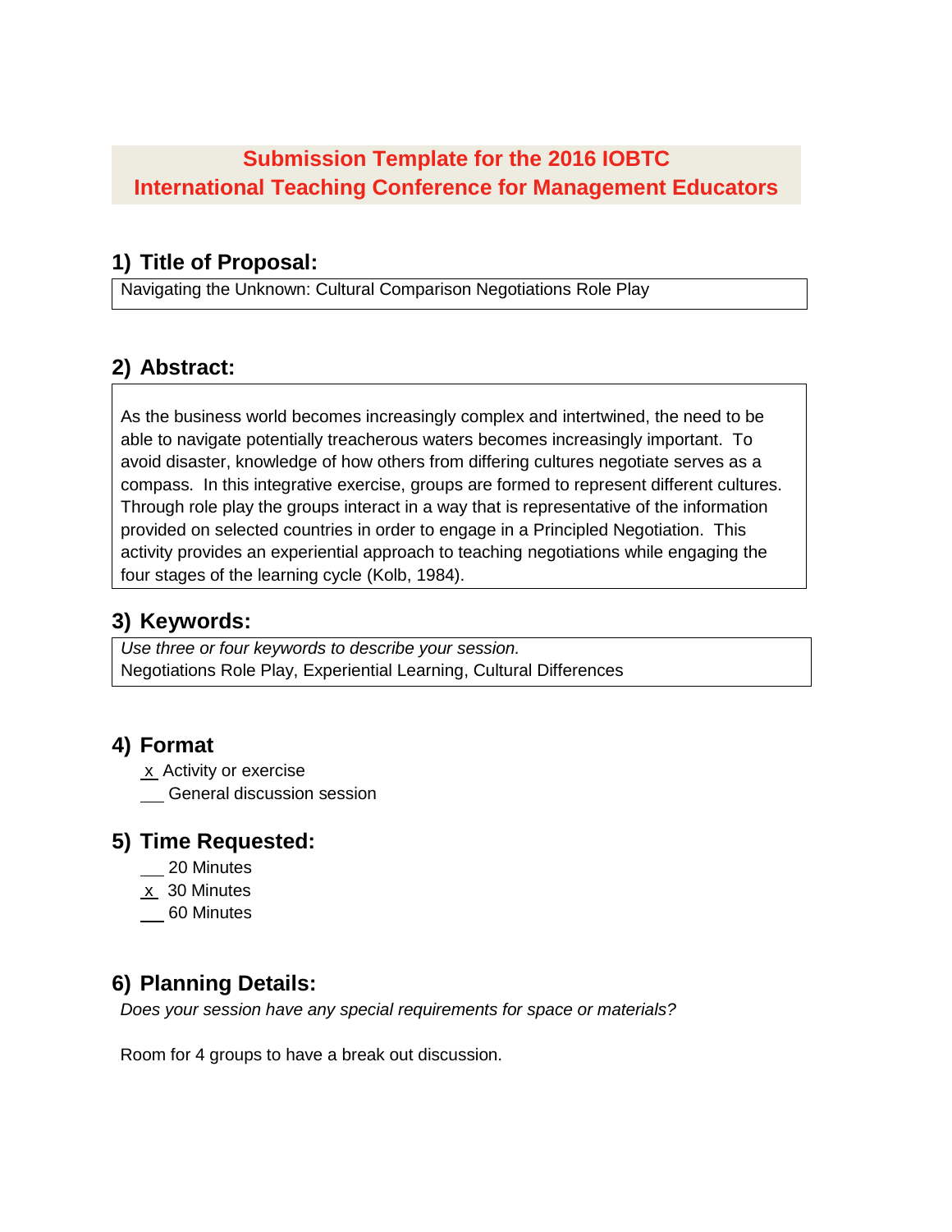# Submission Template for the 2016 IOBTC International Teaching Conference for Management Educators

## 1) Title of Proposal:

Navigating the Unknown: Cultural Comparison Negotiations Role Play

## 2) Abstract:

As the business world becomes increasingly complex and intertwined, the need to be able to navigate potentially treacherous waters becomes increasingly important. To avoid disaster, knowledge of how others from differing cultures negotiate serves as a compass. In this integrative exercise, groups are formed to represent different cultures. Through role play the groups interact in a way that is representative of the information provided on selected countries in order to engage in a Principled Negotiation. This activity provides an experiential approach to teaching negotiations while engaging the four stages of the learning cycle (Kolb, 1984).

## 3) Keywords:

*Use three or four keywords to describe your session.*
Negotiations Role Play, Experiential Learning, Cultural Differences

## 4) Format

x Activity or exercise
___ General discussion session

## 5) Time Requested:

___ 20 Minutes
x 30 Minutes
___ 60 Minutes

## 6) Planning Details:

*Does your session have any special requirements for space or materials?*

Room for 4 groups to have a break out discussion.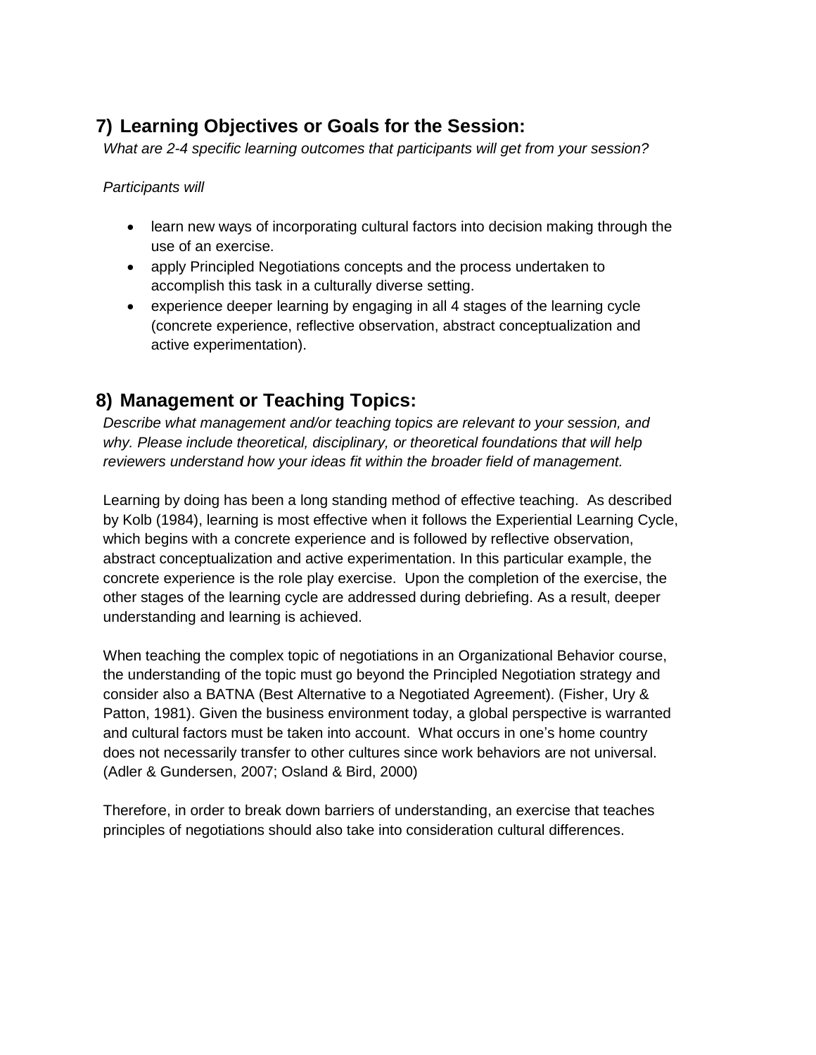## 7) Learning Objectives or Goals for the Session:

*What are 2-4 specific learning outcomes that participants will get from your session?*

*Participants will*

- learn new ways of incorporating cultural factors into decision making through the use of an exercise.
- apply Principled Negotiations concepts and the process undertaken to accomplish this task in a culturally diverse setting.
- experience deeper learning by engaging in all 4 stages of the learning cycle (concrete experience, reflective observation, abstract conceptualization and active experimentation).

## 8) Management or Teaching Topics:

*Describe what management and/or teaching topics are relevant to your session, and why. Please include theoretical, disciplinary, or theoretical foundations that will help reviewers understand how your ideas fit within the broader field of management.*

Learning by doing has been a long standing method of effective teaching. As described by Kolb (1984), learning is most effective when it follows the Experiential Learning Cycle, which begins with a concrete experience and is followed by reflective observation, abstract conceptualization and active experimentation. In this particular example, the concrete experience is the role play exercise. Upon the completion of the exercise, the other stages of the learning cycle are addressed during debriefing. As a result, deeper understanding and learning is achieved.

When teaching the complex topic of negotiations in an Organizational Behavior course, the understanding of the topic must go beyond the Principled Negotiation strategy and consider also a BATNA (Best Alternative to a Negotiated Agreement). (Fisher, Ury & Patton, 1981). Given the business environment today, a global perspective is warranted and cultural factors must be taken into account. What occurs in one's home country does not necessarily transfer to other cultures since work behaviors are not universal. (Adler & Gundersen, 2007; Osland & Bird, 2000)

Therefore, in order to break down barriers of understanding, an exercise that teaches principles of negotiations should also take into consideration cultural differences.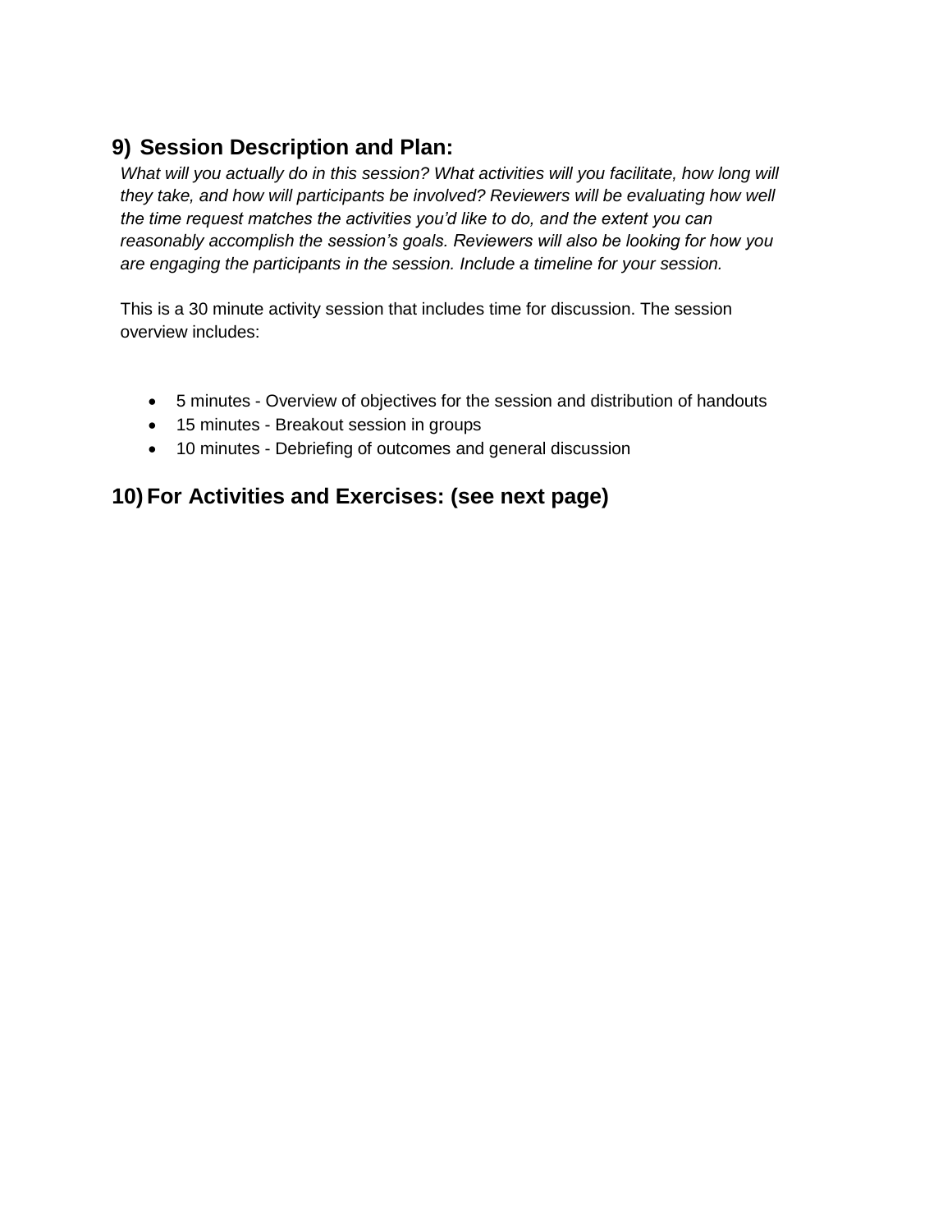## 9) Session Description and Plan:

*What will you actually do in this session? What activities will you facilitate, how long will they take, and how will participants be involved? Reviewers will be evaluating how well the time request matches the activities you'd like to do, and the extent you can reasonably accomplish the session's goals. Reviewers will also be looking for how you are engaging the participants in the session. Include a timeline for your session.*

This is a 30 minute activity session that includes time for discussion. The session overview includes:

- 5 minutes - Overview of objectives for the session and distribution of handouts
- 15 minutes - Breakout session in groups
- 10 minutes - Debriefing of outcomes and general discussion

## 10) For Activities and Exercises: (see next page)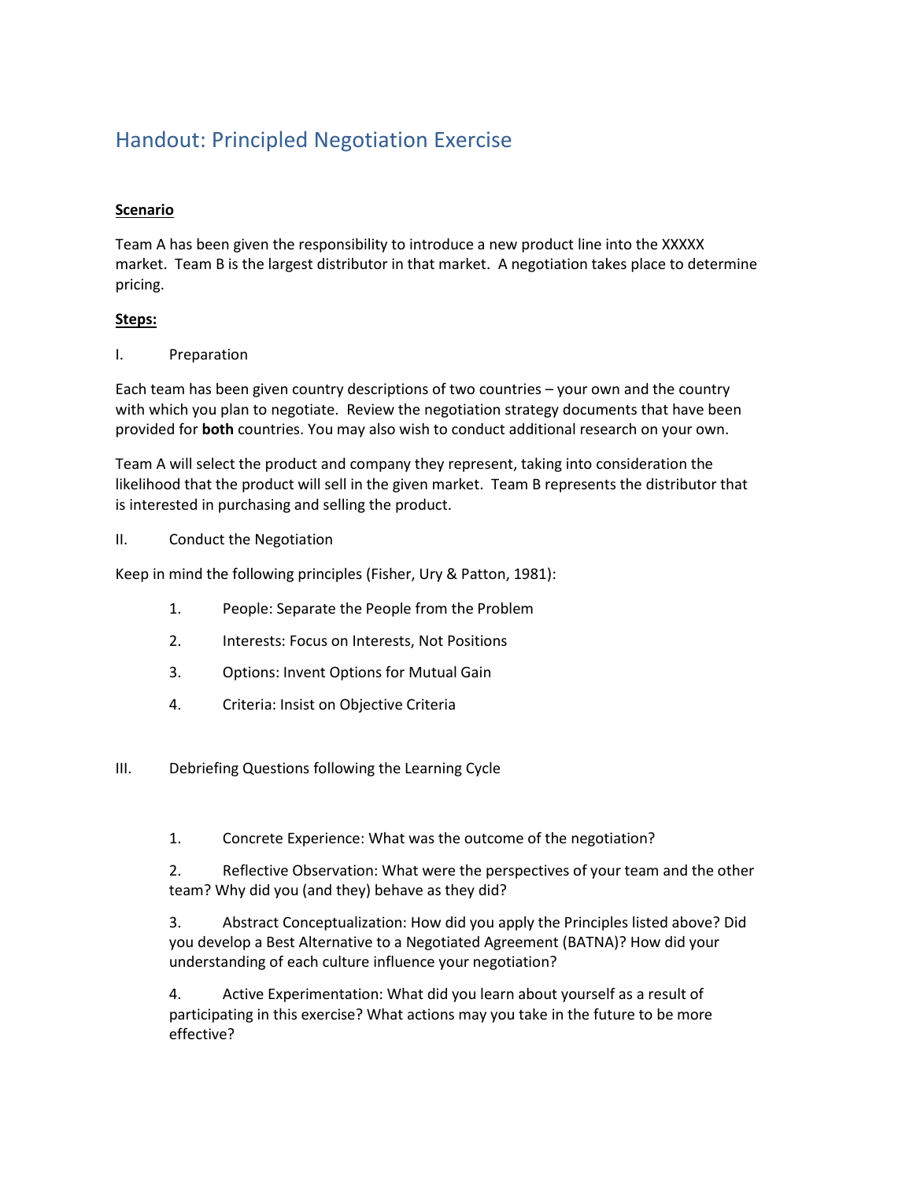# Handout: Principled Negotiation Exercise

**Scenario**

Team A has been given the responsibility to introduce a new product line into the XXXXX market. Team B is the largest distributor in that market. A negotiation takes place to determine pricing.

**Steps:**

I. Preparation

Each team has been given country descriptions of two countries – your own and the country with which you plan to negotiate. Review the negotiation strategy documents that have been provided for **both** countries. You may also wish to conduct additional research on your own.

Team A will select the product and company they represent, taking into consideration the likelihood that the product will sell in the given market. Team B represents the distributor that is interested in purchasing and selling the product.

II. Conduct the Negotiation

Keep in mind the following principles (Fisher, Ury & Patton, 1981):

1. People: Separate the People from the Problem
2. Interests: Focus on Interests, Not Positions
3. Options: Invent Options for Mutual Gain
4. Criteria: Insist on Objective Criteria

III. Debriefing Questions following the Learning Cycle

1. Concrete Experience: What was the outcome of the negotiation?
2. Reflective Observation: What were the perspectives of your team and the other team? Why did you (and they) behave as they did?
3. Abstract Conceptualization: How did you apply the Principles listed above? Did you develop a Best Alternative to a Negotiated Agreement (BATNA)? How did your understanding of each culture influence your negotiation?
4. Active Experimentation: What did you learn about yourself as a result of participating in this exercise? What actions may you take in the future to be more effective?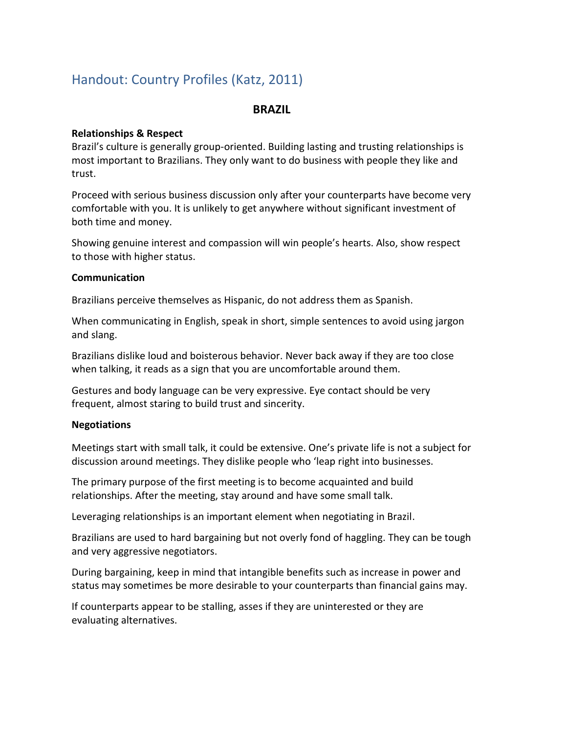# Handout: Country Profiles (Katz, 2011)

## BRAZIL

**Relationships & Respect**

Brazil's culture is generally group-oriented. Building lasting and trusting relationships is most important to Brazilians. They only want to do business with people they like and trust.

Proceed with serious business discussion only after your counterparts have become very comfortable with you. It is unlikely to get anywhere without significant investment of both time and money.

Showing genuine interest and compassion will win people's hearts. Also, show respect to those with higher status.

**Communication**

Brazilians perceive themselves as Hispanic, do not address them as Spanish.

When communicating in English, speak in short, simple sentences to avoid using jargon and slang.

Brazilians dislike loud and boisterous behavior. Never back away if they are too close when talking, it reads as a sign that you are uncomfortable around them.

Gestures and body language can be very expressive. Eye contact should be very frequent, almost staring to build trust and sincerity.

**Negotiations**

Meetings start with small talk, it could be extensive. One's private life is not a subject for discussion around meetings. They dislike people who 'leap right into businesses.

The primary purpose of the first meeting is to become acquainted and build relationships. After the meeting, stay around and have some small talk.

Leveraging relationships is an important element when negotiating in Brazil.

Brazilians are used to hard bargaining but not overly fond of haggling. They can be tough and very aggressive negotiators.

During bargaining, keep in mind that intangible benefits such as increase in power and status may sometimes be more desirable to your counterparts than financial gains may.

If counterparts appear to be stalling, asses if they are uninterested or they are evaluating alternatives.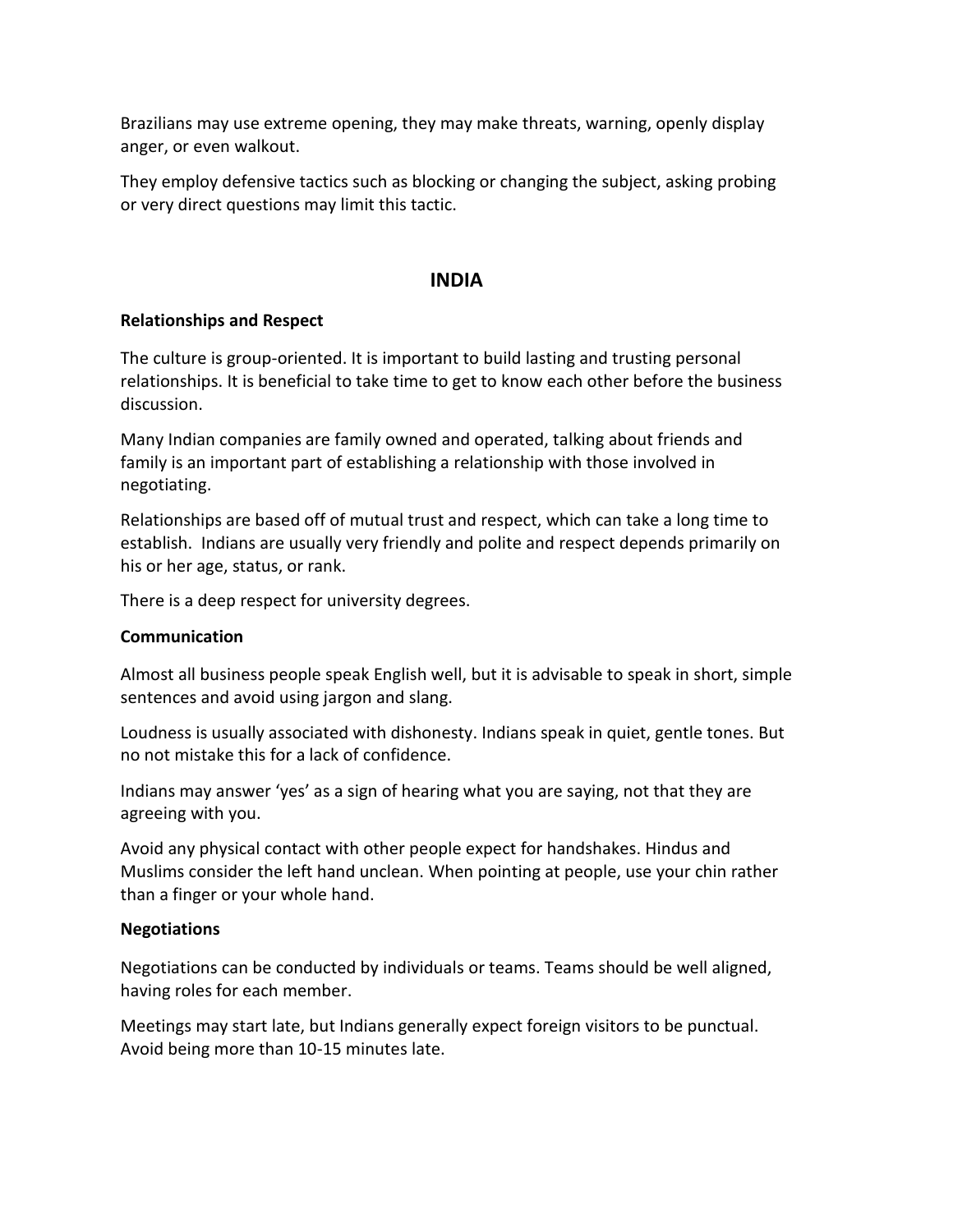Brazilians may use extreme opening, they may make threats, warning, openly display anger, or even walkout.

They employ defensive tactics such as blocking or changing the subject, asking probing or very direct questions may limit this tactic.

## INDIA

### Relationships and Respect

The culture is group-oriented. It is important to build lasting and trusting personal relationships. It is beneficial to take time to get to know each other before the business discussion.

Many Indian companies are family owned and operated, talking about friends and family is an important part of establishing a relationship with those involved in negotiating.

Relationships are based off of mutual trust and respect, which can take a long time to establish. Indians are usually very friendly and polite and respect depends primarily on his or her age, status, or rank.

There is a deep respect for university degrees.

### Communication

Almost all business people speak English well, but it is advisable to speak in short, simple sentences and avoid using jargon and slang.

Loudness is usually associated with dishonesty. Indians speak in quiet, gentle tones. But no not mistake this for a lack of confidence.

Indians may answer 'yes' as a sign of hearing what you are saying, not that they are agreeing with you.

Avoid any physical contact with other people expect for handshakes. Hindus and Muslims consider the left hand unclean. When pointing at people, use your chin rather than a finger or your whole hand.

### Negotiations

Negotiations can be conducted by individuals or teams. Teams should be well aligned, having roles for each member.

Meetings may start late, but Indians generally expect foreign visitors to be punctual. Avoid being more than 10-15 minutes late.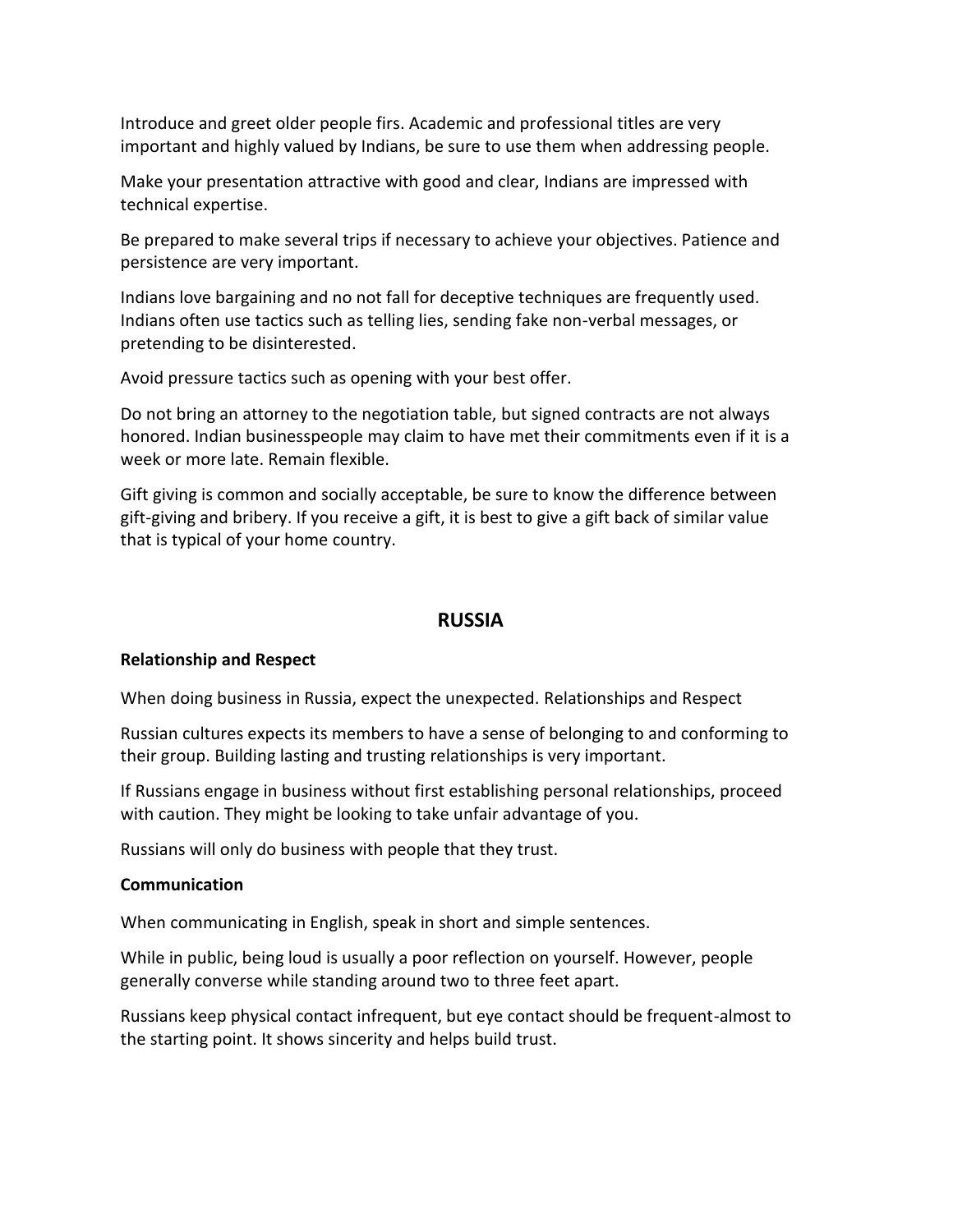Introduce and greet older people firs. Academic and professional titles are very important and highly valued by Indians, be sure to use them when addressing people.

Make your presentation attractive with good and clear, Indians are impressed with technical expertise.

Be prepared to make several trips if necessary to achieve your objectives. Patience and persistence are very important.

Indians love bargaining and no not fall for deceptive techniques are frequently used. Indians often use tactics such as telling lies, sending fake non-verbal messages, or pretending to be disinterested.

Avoid pressure tactics such as opening with your best offer.

Do not bring an attorney to the negotiation table, but signed contracts are not always honored. Indian businesspeople may claim to have met their commitments even if it is a week or more late. Remain flexible.

Gift giving is common and socially acceptable, be sure to know the difference between gift-giving and bribery. If you receive a gift, it is best to give a gift back of similar value that is typical of your home country.

## RUSSIA

**Relationship and Respect**

When doing business in Russia, expect the unexpected. Relationships and Respect

Russian cultures expects its members to have a sense of belonging to and conforming to their group. Building lasting and trusting relationships is very important.

If Russians engage in business without first establishing personal relationships, proceed with caution. They might be looking to take unfair advantage of you.

Russians will only do business with people that they trust.

**Communication**

When communicating in English, speak in short and simple sentences.

While in public, being loud is usually a poor reflection on yourself. However, people generally converse while standing around two to three feet apart.

Russians keep physical contact infrequent, but eye contact should be frequent-almost to the starting point. It shows sincerity and helps build trust.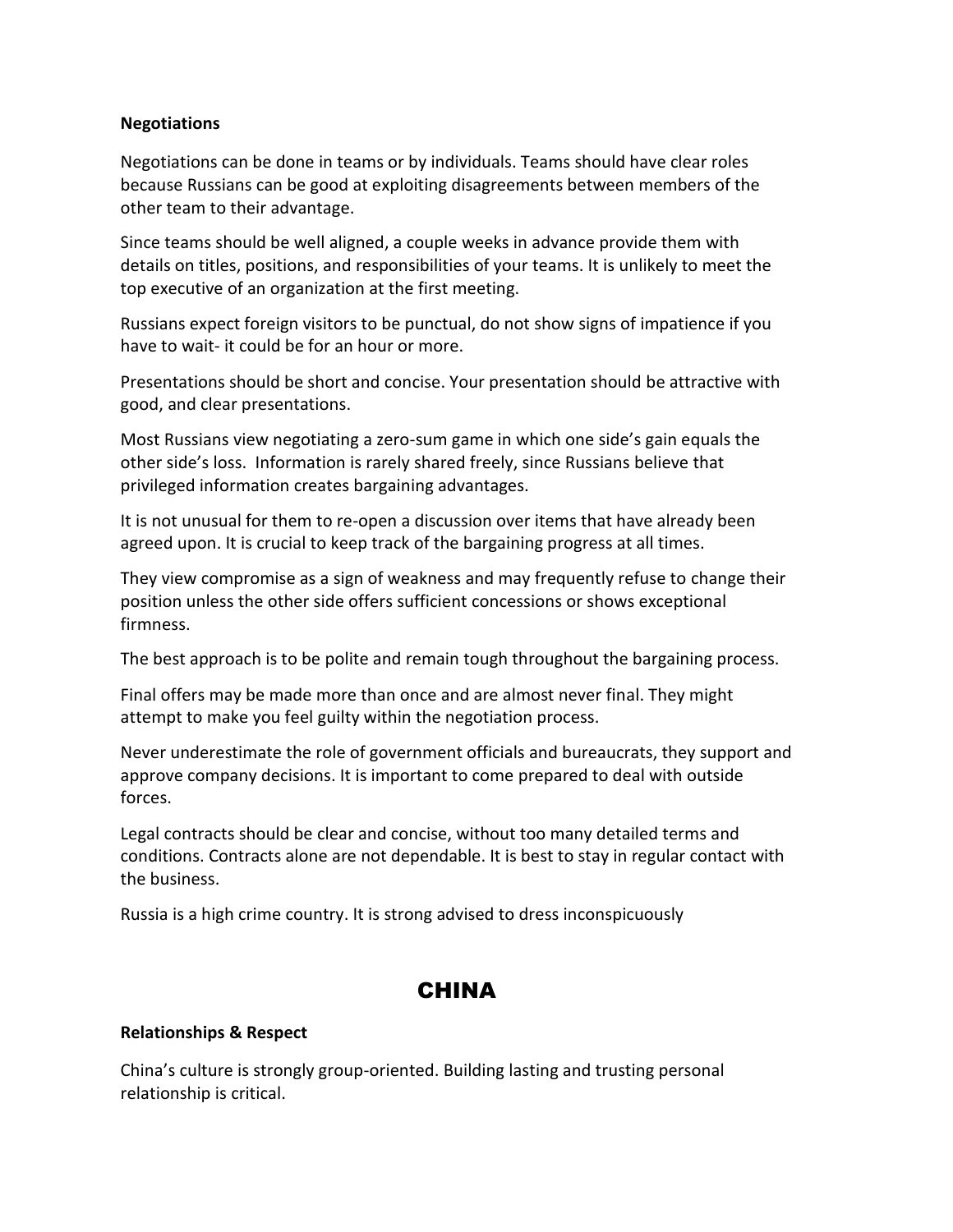**Negotiations**

Negotiations can be done in teams or by individuals. Teams should have clear roles because Russians can be good at exploiting disagreements between members of the other team to their advantage.

Since teams should be well aligned, a couple weeks in advance provide them with details on titles, positions, and responsibilities of your teams. It is unlikely to meet the top executive of an organization at the first meeting.

Russians expect foreign visitors to be punctual, do not show signs of impatience if you have to wait- it could be for an hour or more.

Presentations should be short and concise. Your presentation should be attractive with good, and clear presentations.

Most Russians view negotiating a zero-sum game in which one side's gain equals the other side's loss. Information is rarely shared freely, since Russians believe that privileged information creates bargaining advantages.

It is not unusual for them to re-open a discussion over items that have already been agreed upon. It is crucial to keep track of the bargaining progress at all times.

They view compromise as a sign of weakness and may frequently refuse to change their position unless the other side offers sufficient concessions or shows exceptional firmness.

The best approach is to be polite and remain tough throughout the bargaining process.

Final offers may be made more than once and are almost never final. They might attempt to make you feel guilty within the negotiation process.

Never underestimate the role of government officials and bureaucrats, they support and approve company decisions. It is important to come prepared to deal with outside forces.

Legal contracts should be clear and concise, without too many detailed terms and conditions. Contracts alone are not dependable. It is best to stay in regular contact with the business.

Russia is a high crime country. It is strong advised to dress inconspicuously

# CHINA

**Relationships & Respect**

China's culture is strongly group-oriented. Building lasting and trusting personal relationship is critical.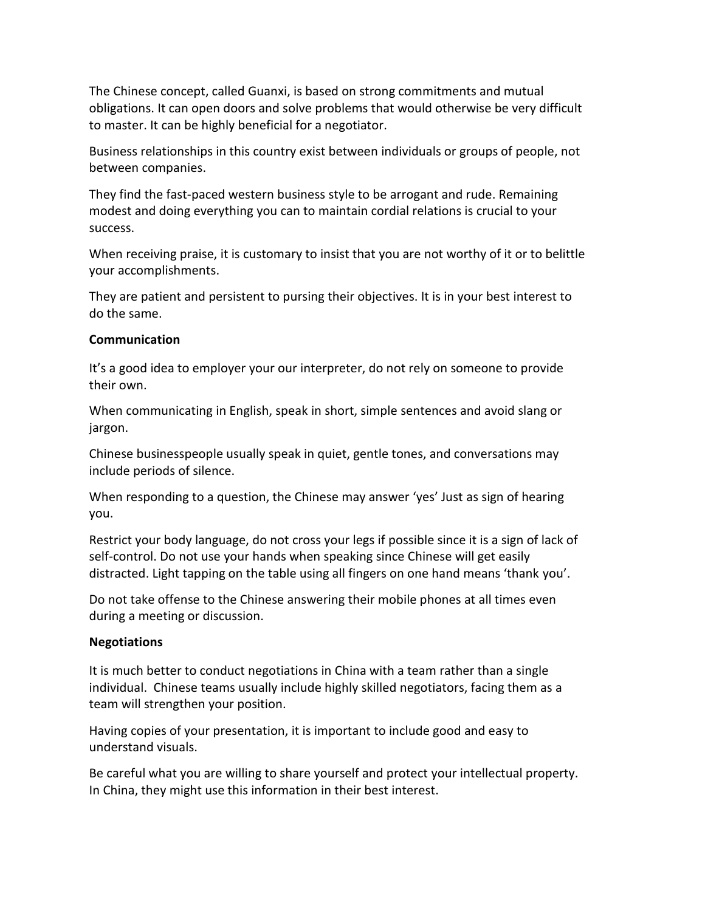The Chinese concept, called Guanxi, is based on strong commitments and mutual obligations. It can open doors and solve problems that would otherwise be very difficult to master. It can be highly beneficial for a negotiator.

Business relationships in this country exist between individuals or groups of people, not between companies.

They find the fast-paced western business style to be arrogant and rude. Remaining modest and doing everything you can to maintain cordial relations is crucial to your success.

When receiving praise, it is customary to insist that you are not worthy of it or to belittle your accomplishments.

They are patient and persistent to pursing their objectives. It is in your best interest to do the same.

**Communication**

It's a good idea to employer your our interpreter, do not rely on someone to provide their own.

When communicating in English, speak in short, simple sentences and avoid slang or jargon.

Chinese businesspeople usually speak in quiet, gentle tones, and conversations may include periods of silence.

When responding to a question, the Chinese may answer 'yes' Just as sign of hearing you.

Restrict your body language, do not cross your legs if possible since it is a sign of lack of self-control. Do not use your hands when speaking since Chinese will get easily distracted. Light tapping on the table using all fingers on one hand means 'thank you'.

Do not take offense to the Chinese answering their mobile phones at all times even during a meeting or discussion.

**Negotiations**

It is much better to conduct negotiations in China with a team rather than a single individual. Chinese teams usually include highly skilled negotiators, facing them as a team will strengthen your position.

Having copies of your presentation, it is important to include good and easy to understand visuals.

Be careful what you are willing to share yourself and protect your intellectual property. In China, they might use this information in their best interest.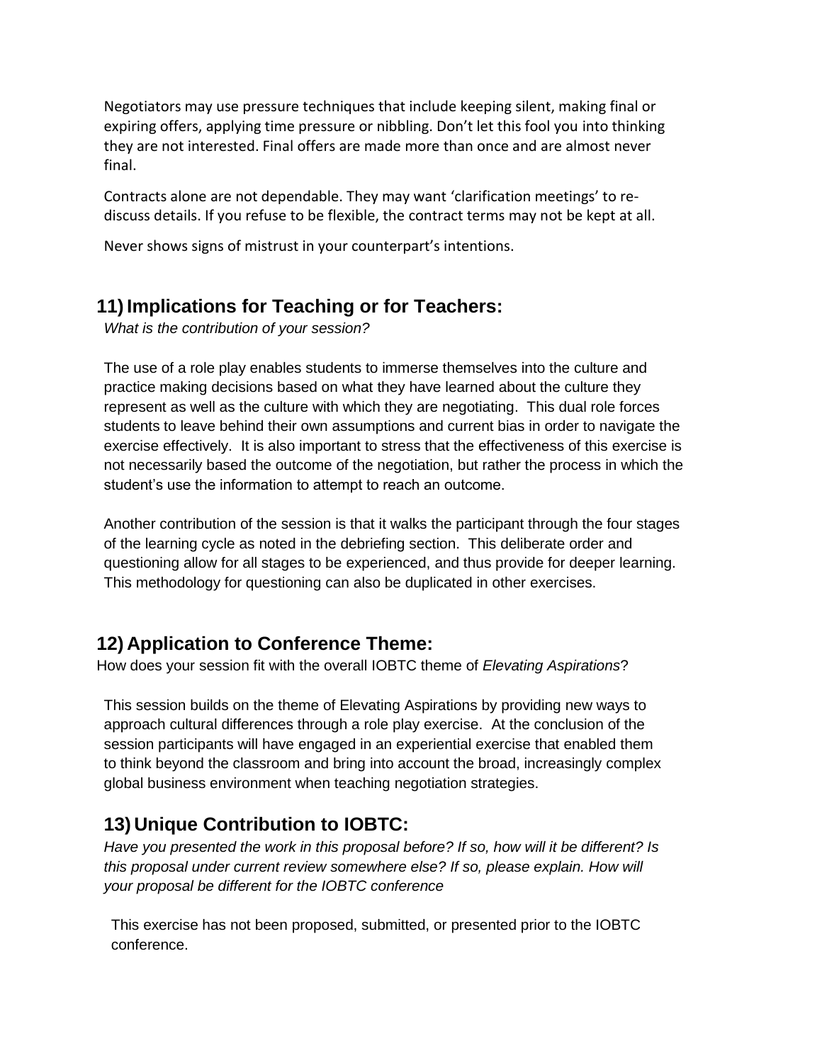Negotiators may use pressure techniques that include keeping silent, making final or expiring offers, applying time pressure or nibbling. Don't let this fool you into thinking they are not interested. Final offers are made more than once and are almost never final.

Contracts alone are not dependable. They may want 'clarification meetings' to re-discuss details. If you refuse to be flexible, the contract terms may not be kept at all.

Never shows signs of mistrust in your counterpart's intentions.

## 11) Implications for Teaching or for Teachers:

*What is the contribution of your session?*

The use of a role play enables students to immerse themselves into the culture and practice making decisions based on what they have learned about the culture they represent as well as the culture with which they are negotiating. This dual role forces students to leave behind their own assumptions and current bias in order to navigate the exercise effectively. It is also important to stress that the effectiveness of this exercise is not necessarily based the outcome of the negotiation, but rather the process in which the student's use the information to attempt to reach an outcome.

Another contribution of the session is that it walks the participant through the four stages of the learning cycle as noted in the debriefing section. This deliberate order and questioning allow for all stages to be experienced, and thus provide for deeper learning. This methodology for questioning can also be duplicated in other exercises.

## 12) Application to Conference Theme:

How does your session fit with the overall IOBTC theme of *Elevating Aspirations*?

This session builds on the theme of Elevating Aspirations by providing new ways to approach cultural differences through a role play exercise. At the conclusion of the session participants will have engaged in an experiential exercise that enabled them to think beyond the classroom and bring into account the broad, increasingly complex global business environment when teaching negotiation strategies.

## 13) Unique Contribution to IOBTC:

*Have you presented the work in this proposal before? If so, how will it be different? Is this proposal under current review somewhere else? If so, please explain. How will your proposal be different for the IOBTC conference*

This exercise has not been proposed, submitted, or presented prior to the IOBTC conference.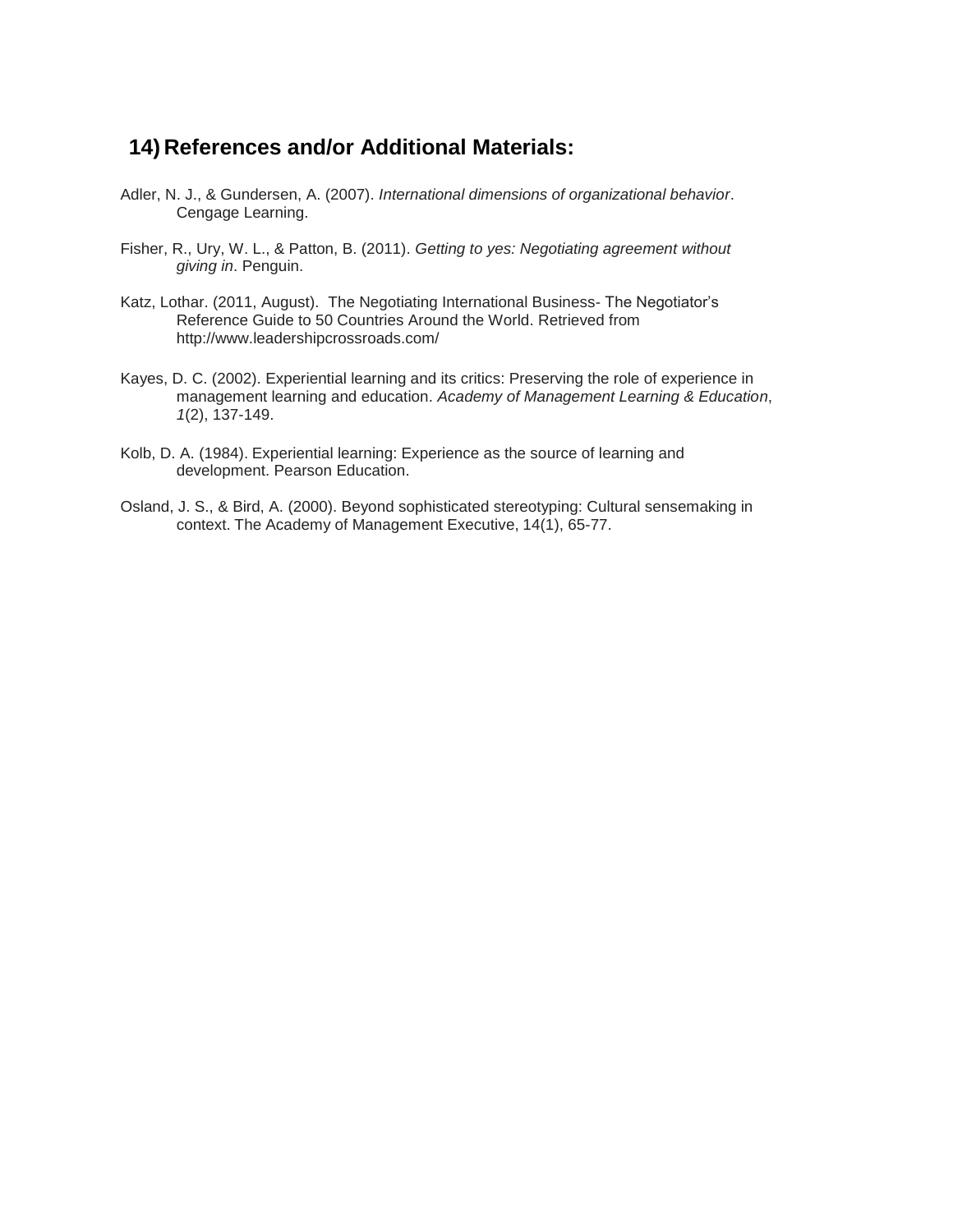## 14) References and/or Additional Materials:

Adler, N. J., & Gundersen, A. (2007). *International dimensions of organizational behavior*. Cengage Learning.

Fisher, R., Ury, W. L., & Patton, B. (2011). *Getting to yes: Negotiating agreement without giving in*. Penguin.

Katz, Lothar. (2011, August). The Negotiating International Business- The Negotiator's Reference Guide to 50 Countries Around the World. Retrieved from http://www.leadershipcrossroads.com/

Kayes, D. C. (2002). Experiential learning and its critics: Preserving the role of experience in management learning and education. *Academy of Management Learning & Education*, *1*(2), 137-149.

Kolb, D. A. (1984). Experiential learning: Experience as the source of learning and development. Pearson Education.

Osland, J. S., & Bird, A. (2000). Beyond sophisticated stereotyping: Cultural sensemaking in context. The Academy of Management Executive, 14(1), 65-77.